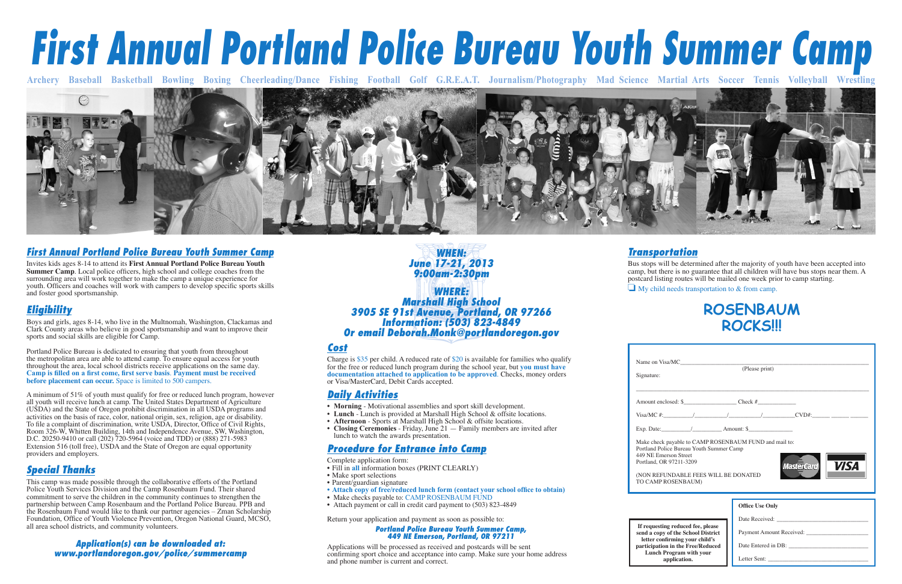# First Annual Portland Police Bureau Youth Summer Camp

Archery Baseball Basketball Bowling Boxing Cheerleading/Dance Fishing Football Golf G.R.E.A.T. Journalism/Photography Mad Science Martial Arts Soccer Tennis Volleyball Wrestling

## First Annual Portland Police Bureau Youth Summer Camp

Invites kids ages 8-14 to attend its **First Annual Portland Police Bureau Youth Summer Camp**. Local police officers, high school and college coaches from the surrounding area will work together to make the camp a unique experience for youth. Officers and coaches will work with campers to develop specific sports skills and foster good sportsmanship.

## Eligibility

Boys and girls, ages 8-14, who live in the Multnomah, Washington, Clackamas and Clark County areas who believe in good sportsmanship and want to improve their sports and social skills are eligible for Camp.

Portland Police Bureau is dedicated to ensuring that youth from throughout the metropolitan area are able to attend camp. To ensure equal access for youth throughout the area, local school districts receive applications on the same day. **Camp is filled on a first come, first serve basis**. **Payment must be received before placement can occur.** Space is limited to 500 campers.

A minimum of 51% of youth must qualify for free or reduced lunch program, however all youth will receive lunch at camp. The United States Department of Agriculture (USDA) and the State of Oregon prohibit discrimination in all USDA programs and activities on the basis of race, color, national origin, sex, religion, age or disability. To file a complaint of discrimination, write USDA, Director, Office of Civil Rights, Room 326-W, Whitten Building, 14th and Independence Avenue, SW, Washington, D.C. 20250-9410 or call (202) 720-5964 (voice and TDD) or (888) 271-5983 Extension 516 (toll free), USDA and the State of Oregon are equal opportunity providers and employers.

## Special Thanks

This camp was made possible through the collaborative efforts of the Portland Police Youth Services Division and the Camp Rosenbaum Fund. Their shared commitment to serve the children in the community continues to strengthen the partnership between Camp Rosenbaum and the Portland Police Bureau. PPB and the Rosenbaum Fund would like to thank our partner agencies – Zman Scholarship Foundation, Office of Youth Violence Prevention, Oregon National Guard, MCSO, all area school districts, and community volunteers.

***Application(s) can be downloaded at: www.portlandoregon.gov/police/summercamp***

***WHEN:***
***June 17-21, 2013***
***9:00am-2:30pm***

***WHERE:***
***Marshall High School***
***3905 SE 91st Avenue, Portland, OR 97266***
***Information: (503) 823-4849***
***Or email Deborah.Monk@portlandoregon.gov***

## Cost

Charge is $35 per child. A reduced rate of $20 is available for families who qualify for the free or reduced lunch program during the school year, but **you must have documentation attached to application to be approved**. Checks, money orders or Visa/MasterCard, Debit Cards accepted.

## Daily Activities

- **Morning** - Motivational assemblies and sport skill development.
- **Lunch** - Lunch is provided at Marshall High School & offsite locations.
- **Afternoon** - Sports at Marshall High School & offsite locations.
- **Closing Ceremonies** - Friday, June 21 — Family members are invited after lunch to watch the awards presentation.

## Procedure for Entrance into Camp

Complete application form:
- Fill in **all** information boxes (PRINT CLEARLY)
- Make sport selections
- Parent/guardian signature
- **Attach copy of free/reduced lunch form (contact your school office to obtain)**
- Make checks payable to: CAMP ROSENBAUM FUND
- Attach payment or call in credit card payment to (503) 823-4849

Return your application and payment as soon as possible to:

***Portland Police Bureau Youth Summer Camp,***
***449 NE Emerson, Portland, OR 97211***

Applications will be processed as received and postcards will be sent confirming sport choice and acceptance into camp. Make sure your home address and phone number is current and correct.

## Transportation

Bus stops will be determined after the majority of youth have been accepted into camp, but there is no guarantee that all children will have bus stops near them. A postcard listing routes will be mailed one week prior to camp starting.

☐ My child needs transportation to & from camp.

## ROSENBAUM ROCKS!!!

Name on Visa/MC_______________________________________
(Please print)

Signature: _______________________________________

Amount enclosed: $_________________ Check #____________

Visa/MC #:_________/_________/_________/_________CVD#:______ ______ ______

Exp. Date:_________/_________ Amount: $______________

Make check payable to CAMP ROSENBAUM FUND and mail to:
Portland Police Bureau Youth Summer Camp
449 NE Emerson Street
Portland, OR 97211-3209

(NON REFUNDABLE FEES WILL BE DONATED TO CAMP ROSENBAUM)

MasterCard VISA

**If requesting reduced fee, please send a copy of the School District letter confirming your child's participation in the Free/Reduced Lunch Program with your application.**

**Office Use Only**

Date Received: ______________________________

Payment Amount Received: ______________________

Date Entered in DB: __________________________

Letter Sent: _________________________________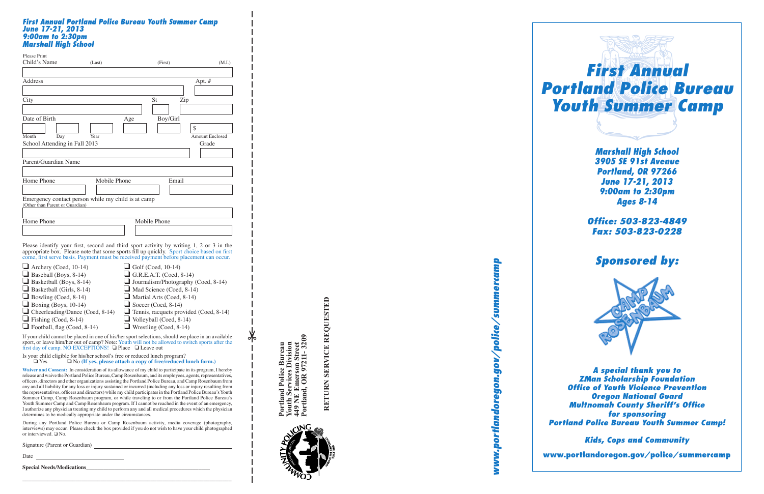***First Annual Portland Police Bureau Youth Summer Camp***
***June 17-21, 2013***
***9:00am to 2:30pm***
***Marshall High School***

Please Print

Child's Name (Last) (First) (M.I.)

Address Apt. #

City St Zip

Date of Birth Age Boy/Girl $

Month Day Year Amount Enclosed

School Attending in Fall 2013 Grade

Parent/Guardian Name

Home Phone Mobile Phone Email

Emergency contact person while my child is at camp
(Other than Parent or Guardian)

Home Phone Mobile Phone

Please identify your first, second and third sport activity by writing 1, 2 or 3 in the appropriate box. Please note that some sports fill up quickly. Sport choice based on first come, first serve basis. Payment must be received payment before placement can occur.

- ❑ Archery (Coed, 10-14)
- ❑ Baseball (Boys, 8-14)
- ❑ Basketball (Boys, 8-14)
- ❑ Basketball (Girls, 8-14)
- ❑ Bowling (Coed, 8-14)
- ❑ Boxing (Boys, 10-14)
- ❑ Cheerleading/Dance (Coed, 8-14)
- ❑ Fishing (Coed, 8-14)
- ❑ Football, flag (Coed, 8-14)
- ❑ Golf (Coed, 10-14)
- ❑ G.R.E.A.T. (Coed, 8-14)
- ❑ Journalism/Photography (Coed, 8-14)
- ❑ Mad Science (Coed, 8-14)
- ❑ Martial Arts (Coed, 8-14)
- ❑ Soccer (Coed, 8-14)
- ❑ Tennis, racquets provided (Coed, 8-14)
- ❑ Volleyball (Coed, 8-14)
- ❑ Wrestling (Coed, 8-14)

If your child cannot be placed in one of his/her sport selections, should we place in an available sport, or leave him/her out of camp? Note: Youth will not be allowed to switch sports after the first day of camp. NO EXCEPTIONS! ❑ Place ❑ Leave out

Is your child eligible for his/her school's free or reduced lunch program?
❑ Yes ❑ No **(If yes, please attach a copy of free/reduced lunch form.)**

**Waiver and Consent:** In consideration of its allowance of my child to participate in its program, I hereby release and waive the Portland Police Bureau, Camp Rosenbaum, and its employees, agents, representatives, officers, directors and other organizations assisting the Portland Police Bureau, and Camp Rosenbaum from any and all liability for any loss or injury sustained or incurred (including any loss or injury resulting from the representatives, officers and directors) while my child participates in the Portland Police Bureau's Youth Summer Camp, Camp Rosenbaum program, or while traveling to or from the Portland Police Bureau's Youth Summer Camp and Camp Rosenbaum program. If I cannot be reached in the event of an emergency, I authorize any physician treating my child to perform any and all medical procedures which the physician determines to be medically appropriate under the circumstances.

During any Portland Police Bureau or Camp Rosenbaum activity, media coverage (photography, interviews) may occur. Please check the box provided if you do not wish to have your child photographed or interviewed. ❑ No.

Signature (Parent or Guardian) ______________________

Date ______________________

**Special Needs/Medications**______________________

**Portland Police Bureau**
**Youth Services Division**
**449 NE Emerson Street**
**Portland, OR 97211-3209**

**RETURN SERVICE REQUESTED**

***www.portlandoregon.gov/police/summercamp***

# *First Annual Portland Police Bureau Youth Summer Camp*

***Marshall High School***
***3905 SE 91st Avenue***
***Portland, OR 97266***
***June 17-21, 2013***
***9:00am to 2:30pm***
***Ages 8-14***

***Office: 503-823-4849***
***Fax: 503-823-0228***

## *Sponsored by:*

CAMP ROSENBAUM

***A special thank you to***
***ZMan Scholarship Foundation***
***Office of Youth Violence Prevention***
***Oregon National Guard***
***Multnomah County Sheriff's Office***
***for sponsoring***
***Portland Police Bureau Youth Summer Camp!***

***Kids, Cops and Community***

**www.portlandoregon.gov/police/summercamp**